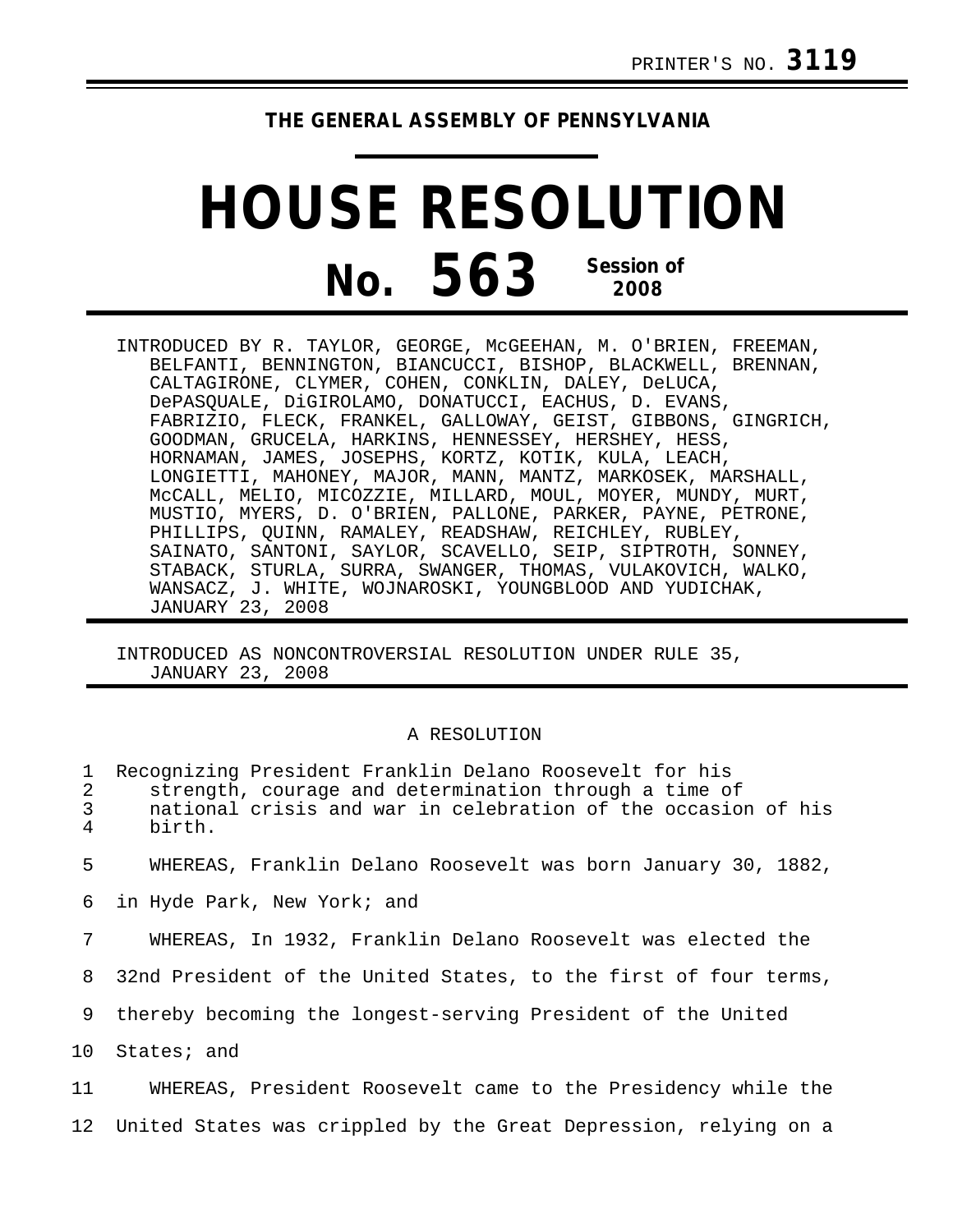PRINTER'S NO. **3119**

**THE GENERAL ASSEMBLY OF PENNSYLVANIA**

# HOUSE RESOLUTION

## No. 563 Session of 2008

INTRODUCED BY R. TAYLOR, GEORGE, McGEEHAN, M. O'BRIEN, FREEMAN, BELFANTI, BENNINGTON, BIANCUCCI, BISHOP, BLACKWELL, BRENNAN, CALTAGIRONE, CLYMER, COHEN, CONKLIN, DALEY, DeLUCA, DePASQUALE, DiGIROLAMO, DONATUCCI, EACHUS, D. EVANS, FABRIZIO, FLECK, FRANKEL, GALLOWAY, GEIST, GIBBONS, GINGRICH, GOODMAN, GRUCELA, HARKINS, HENNESSEY, HERSHEY, HESS, HORNAMAN, JAMES, JOSEPHS, KORTZ, KOTIK, KULA, LEACH, LONGIETTI, MAHONEY, MAJOR, MANN, MANTZ, MARKOSEK, MARSHALL, McCALL, MELIO, MICOZZIE, MILLARD, MOUL, MOYER, MUNDY, MURT, MUSTIO, MYERS, D. O'BRIEN, PALLONE, PARKER, PAYNE, PETRONE, PHILLIPS, QUINN, RAMALEY, READSHAW, REICHLEY, RUBLEY, SAINATO, SANTONI, SAYLOR, SCAVELLO, SEIP, SIPTROTH, SONNEY, STABACK, STURLA, SURRA, SWANGER, THOMAS, VULAKOVICH, WALKO, WANSACZ, J. WHITE, WOJNAROSKI, YOUNGBLOOD AND YUDICHAK, JANUARY 23, 2008

INTRODUCED AS NONCONTROVERSIAL RESOLUTION UNDER RULE 35, JANUARY 23, 2008

A RESOLUTION

1 Recognizing President Franklin Delano Roosevelt for his
2 strength, courage and determination through a time of
3 national crisis and war in celebration of the occasion of his
4 birth.

5 WHEREAS, Franklin Delano Roosevelt was born January 30, 1882,
6 in Hyde Park, New York; and
7 WHEREAS, In 1932, Franklin Delano Roosevelt was elected the
8 32nd President of the United States, to the first of four terms,
9 thereby becoming the longest-serving President of the United
10 States; and
11 WHEREAS, President Roosevelt came to the Presidency while the
12 United States was crippled by the Great Depression, relying on a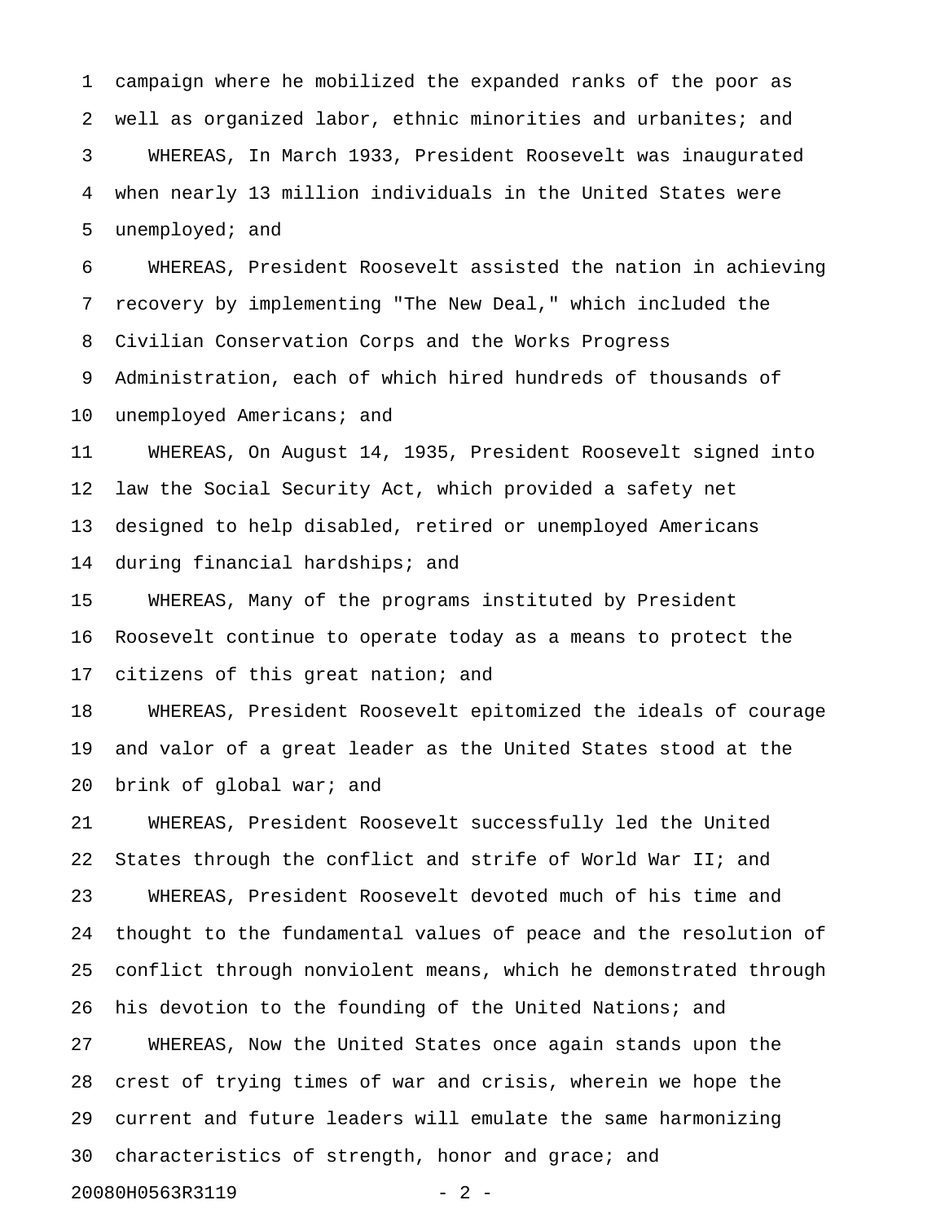campaign where he mobilized the expanded ranks of the poor as well as organized labor, ethnic minorities and urbanites; and

WHEREAS, In March 1933, President Roosevelt was inaugurated when nearly 13 million individuals in the United States were unemployed; and

WHEREAS, President Roosevelt assisted the nation in achieving recovery by implementing "The New Deal," which included the Civilian Conservation Corps and the Works Progress Administration, each of which hired hundreds of thousands of unemployed Americans; and

WHEREAS, On August 14, 1935, President Roosevelt signed into law the Social Security Act, which provided a safety net designed to help disabled, retired or unemployed Americans during financial hardships; and

WHEREAS, Many of the programs instituted by President Roosevelt continue to operate today as a means to protect the citizens of this great nation; and

WHEREAS, President Roosevelt epitomized the ideals of courage and valor of a great leader as the United States stood at the brink of global war; and

WHEREAS, President Roosevelt successfully led the United States through the conflict and strife of World War II; and

WHEREAS, President Roosevelt devoted much of his time and thought to the fundamental values of peace and the resolution of conflict through nonviolent means, which he demonstrated through his devotion to the founding of the United Nations; and

WHEREAS, Now the United States once again stands upon the crest of trying times of war and crisis, wherein we hope the current and future leaders will emulate the same harmonizing characteristics of strength, honor and grace; and

20080H0563R3119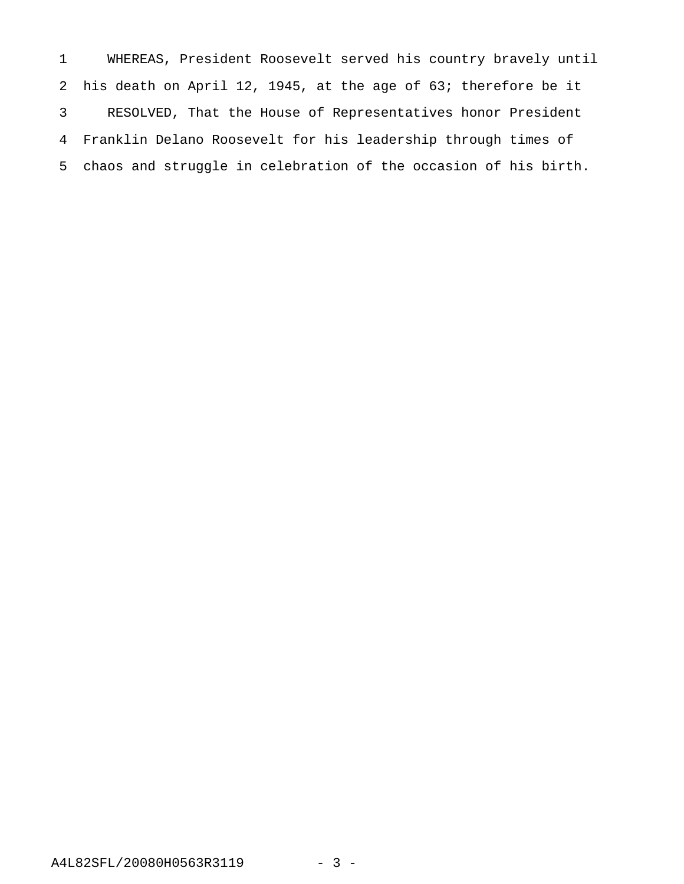WHEREAS, President Roosevelt served his country bravely until his death on April 12, 1945, at the age of 63; therefore be it

RESOLVED, That the House of Representatives honor President Franklin Delano Roosevelt for his leadership through times of chaos and struggle in celebration of the occasion of his birth.